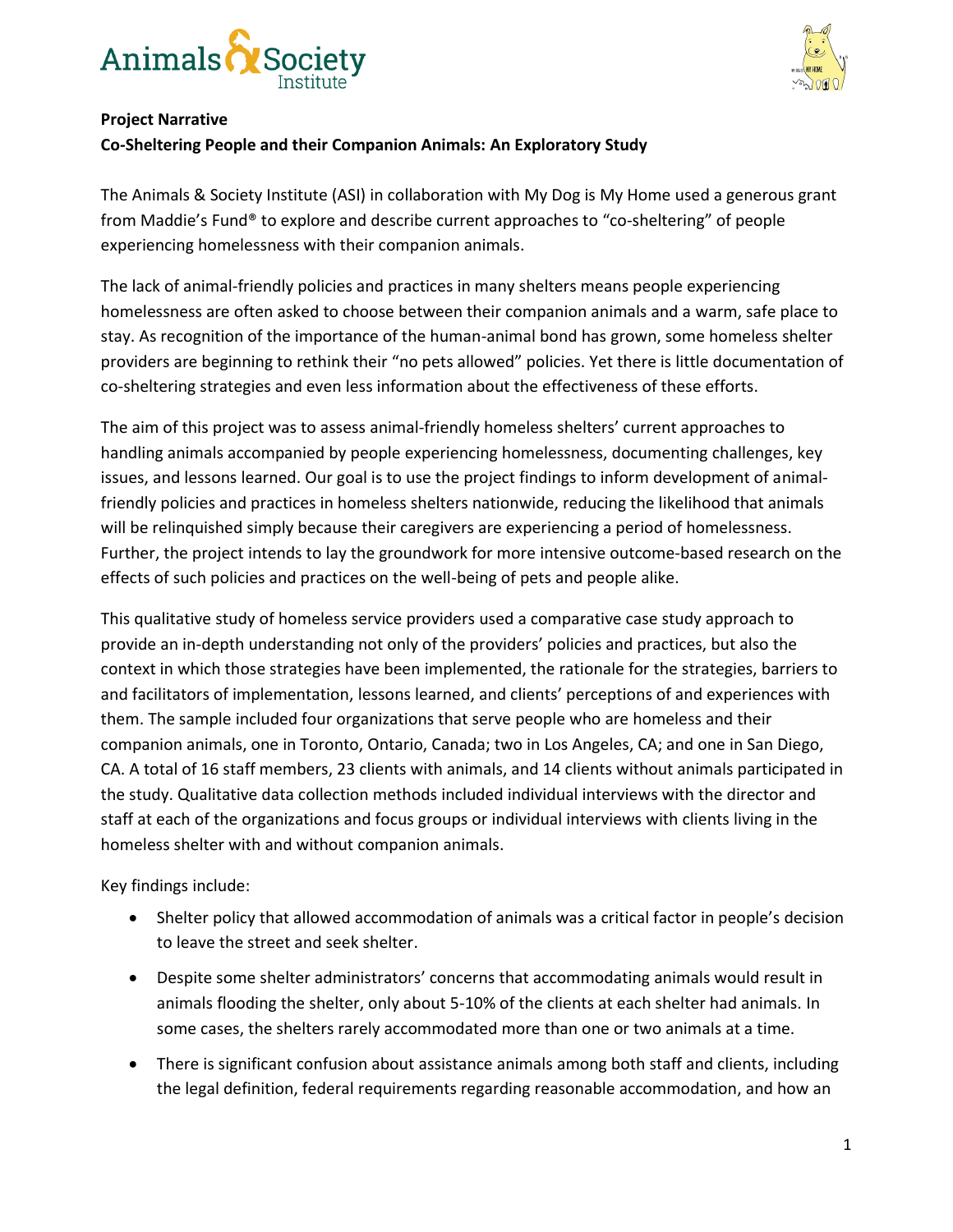**Project Narrative**

**Co-Sheltering People and their Companion Animals: An Exploratory Study**

The Animals & Society Institute (ASI) in collaboration with My Dog is My Home used a generous grant from Maddie's Fund® to explore and describe current approaches to "co-sheltering" of people experiencing homelessness with their companion animals.

The lack of animal-friendly policies and practices in many shelters means people experiencing homelessness are often asked to choose between their companion animals and a warm, safe place to stay. As recognition of the importance of the human-animal bond has grown, some homeless shelter providers are beginning to rethink their "no pets allowed" policies. Yet there is little documentation of co-sheltering strategies and even less information about the effectiveness of these efforts.

The aim of this project was to assess animal-friendly homeless shelters' current approaches to handling animals accompanied by people experiencing homelessness, documenting challenges, key issues, and lessons learned. Our goal is to use the project findings to inform development of animal-friendly policies and practices in homeless shelters nationwide, reducing the likelihood that animals will be relinquished simply because their caregivers are experiencing a period of homelessness. Further, the project intends to lay the groundwork for more intensive outcome-based research on the effects of such policies and practices on the well-being of pets and people alike.

This qualitative study of homeless service providers used a comparative case study approach to provide an in-depth understanding not only of the providers' policies and practices, but also the context in which those strategies have been implemented, the rationale for the strategies, barriers to and facilitators of implementation, lessons learned, and clients' perceptions of and experiences with them. The sample included four organizations that serve people who are homeless and their companion animals, one in Toronto, Ontario, Canada; two in Los Angeles, CA; and one in San Diego, CA. A total of 16 staff members, 23 clients with animals, and 14 clients without animals participated in the study. Qualitative data collection methods included individual interviews with the director and staff at each of the organizations and focus groups or individual interviews with clients living in the homeless shelter with and without companion animals.

Key findings include:

- Shelter policy that allowed accommodation of animals was a critical factor in people's decision to leave the street and seek shelter.
- Despite some shelter administrators' concerns that accommodating animals would result in animals flooding the shelter, only about 5-10% of the clients at each shelter had animals. In some cases, the shelters rarely accommodated more than one or two animals at a time.
- There is significant confusion about assistance animals among both staff and clients, including the legal definition, federal requirements regarding reasonable accommodation, and how an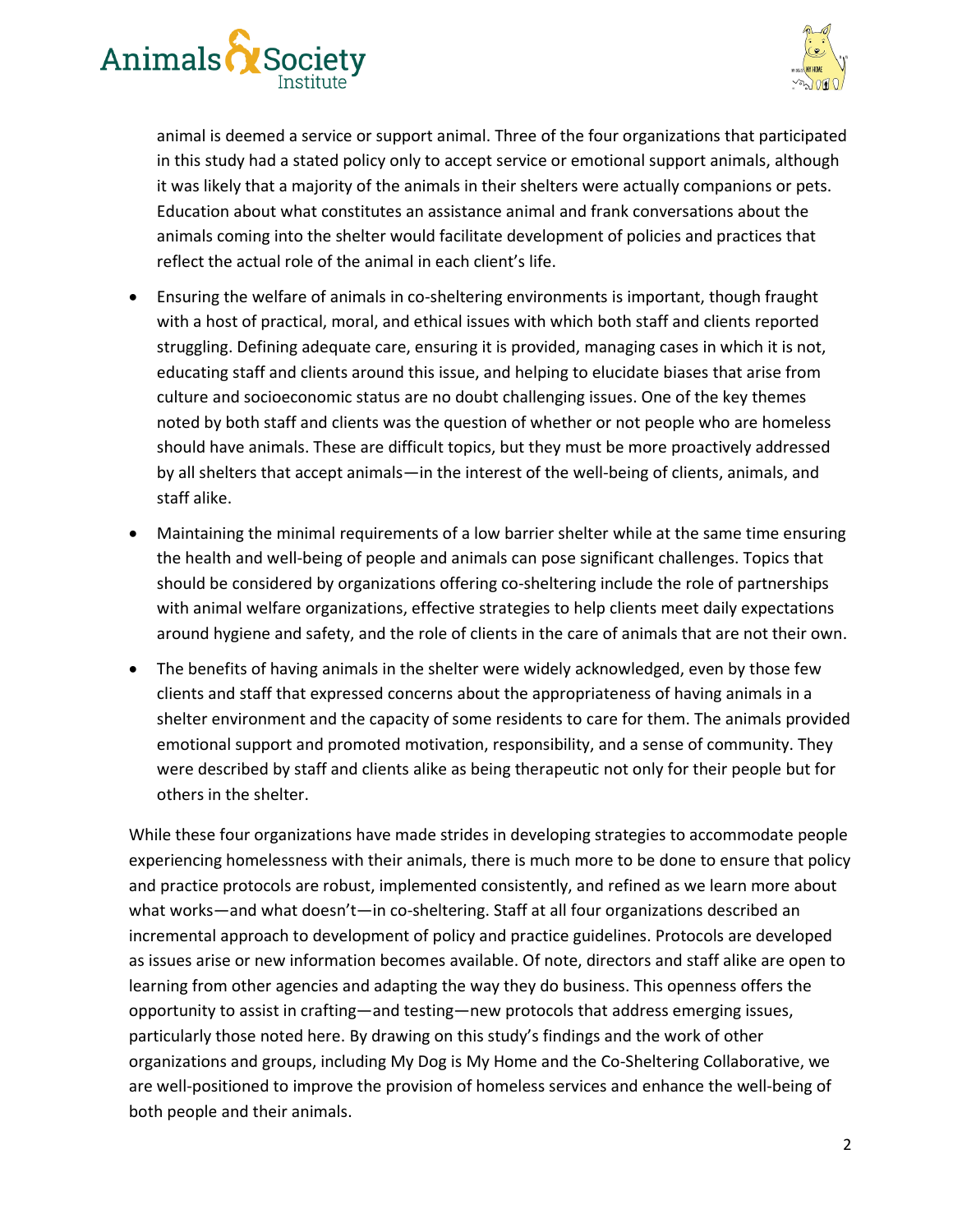animal is deemed a service or support animal. Three of the four organizations that participated in this study had a stated policy only to accept service or emotional support animals, although it was likely that a majority of the animals in their shelters were actually companions or pets. Education about what constitutes an assistance animal and frank conversations about the animals coming into the shelter would facilitate development of policies and practices that reflect the actual role of the animal in each client's life.

- Ensuring the welfare of animals in co-sheltering environments is important, though fraught with a host of practical, moral, and ethical issues with which both staff and clients reported struggling. Defining adequate care, ensuring it is provided, managing cases in which it is not, educating staff and clients around this issue, and helping to elucidate biases that arise from culture and socioeconomic status are no doubt challenging issues. One of the key themes noted by both staff and clients was the question of whether or not people who are homeless should have animals. These are difficult topics, but they must be more proactively addressed by all shelters that accept animals—in the interest of the well-being of clients, animals, and staff alike.
- Maintaining the minimal requirements of a low barrier shelter while at the same time ensuring the health and well-being of people and animals can pose significant challenges. Topics that should be considered by organizations offering co-sheltering include the role of partnerships with animal welfare organizations, effective strategies to help clients meet daily expectations around hygiene and safety, and the role of clients in the care of animals that are not their own.
- The benefits of having animals in the shelter were widely acknowledged, even by those few clients and staff that expressed concerns about the appropriateness of having animals in a shelter environment and the capacity of some residents to care for them. The animals provided emotional support and promoted motivation, responsibility, and a sense of community. They were described by staff and clients alike as being therapeutic not only for their people but for others in the shelter.

While these four organizations have made strides in developing strategies to accommodate people experiencing homelessness with their animals, there is much more to be done to ensure that policy and practice protocols are robust, implemented consistently, and refined as we learn more about what works—and what doesn't—in co-sheltering. Staff at all four organizations described an incremental approach to development of policy and practice guidelines. Protocols are developed as issues arise or new information becomes available. Of note, directors and staff alike are open to learning from other agencies and adapting the way they do business. This openness offers the opportunity to assist in crafting—and testing—new protocols that address emerging issues, particularly those noted here. By drawing on this study's findings and the work of other organizations and groups, including My Dog is My Home and the Co-Sheltering Collaborative, we are well-positioned to improve the provision of homeless services and enhance the well-being of both people and their animals.